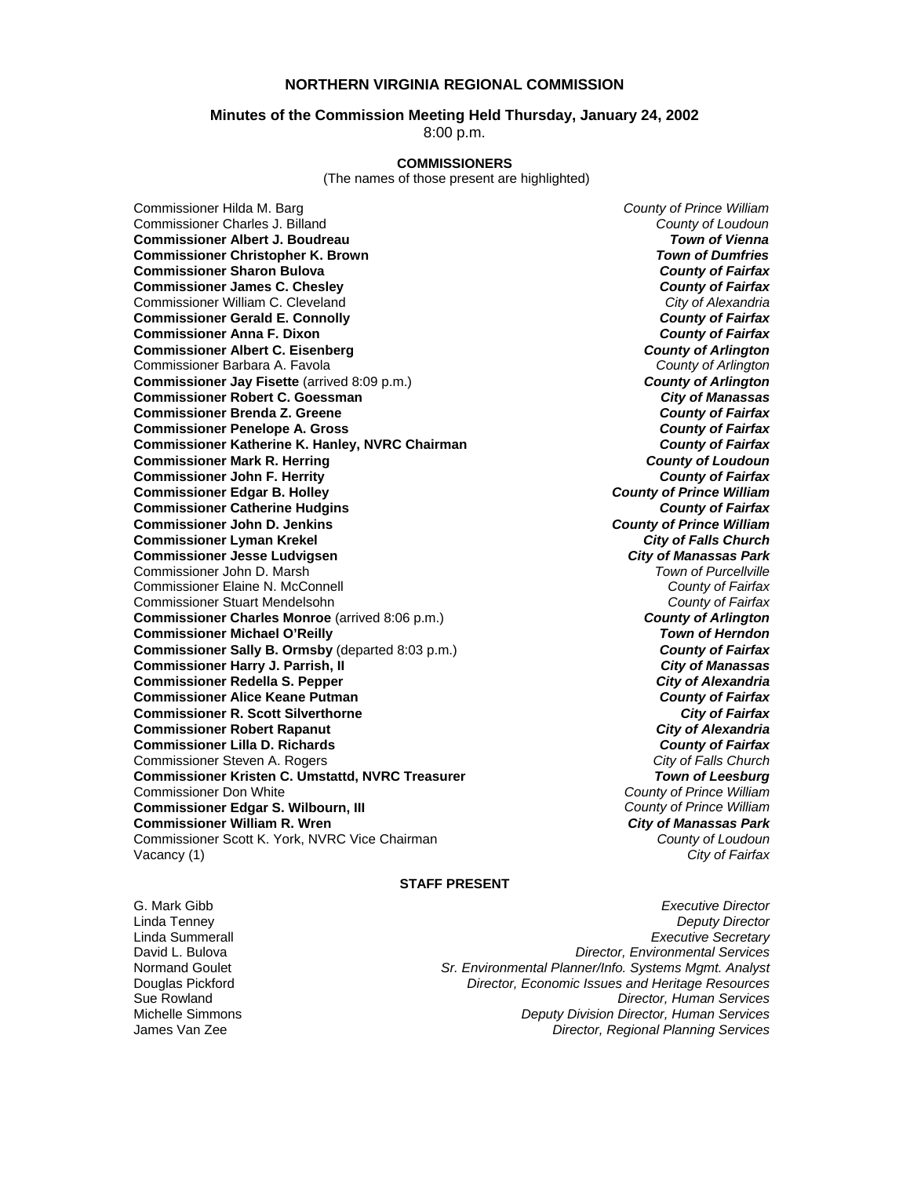# NORTHERN VIRGINIA REGIONAL COMMISSION

## Minutes of the Commission Meeting Held Thursday, January 24, 2002

8:00 p.m.

### COMMISSIONERS

(The names of those present are highlighted)

| | |
|---|---|
| Commissioner Hilda M. Barg | *County of Prince William* |
| Commissioner Charles J. Billand | *County of Loudoun* |
| **Commissioner Albert J. Boudreau** | ***Town of Vienna*** |
| **Commissioner Christopher K. Brown** | ***Town of Dumfries*** |
| **Commissioner Sharon Bulova** | ***County of Fairfax*** |
| **Commissioner James C. Chesley** | ***County of Fairfax*** |
| Commissioner William C. Cleveland | *City of Alexandria* |
| **Commissioner Gerald E. Connolly** | ***County of Fairfax*** |
| **Commissioner Anna F. Dixon** | ***County of Fairfax*** |
| **Commissioner Albert C. Eisenberg** | ***County of Arlington*** |
| Commissioner Barbara A. Favola | *County of Arlington* |
| **Commissioner Jay Fisette** (arrived 8:09 p.m.) | ***County of Arlington*** |
| **Commissioner Robert C. Goessman** | ***City of Manassas*** |
| **Commissioner Brenda Z. Greene** | ***County of Fairfax*** |
| **Commissioner Penelope A. Gross** | ***County of Fairfax*** |
| **Commissioner Katherine K. Hanley, NVRC Chairman** | ***County of Fairfax*** |
| **Commissioner Mark R. Herring** | ***County of Loudoun*** |
| **Commissioner John F. Herrity** | ***County of Fairfax*** |
| **Commissioner Edgar B. Holley** | ***County of Prince William*** |
| **Commissioner Catherine Hudgins** | ***County of Fairfax*** |
| **Commissioner John D. Jenkins** | ***County of Prince William*** |
| **Commissioner Lyman Krekel** | ***City of Falls Church*** |
| **Commissioner Jesse Ludvigsen** | ***City of Manassas Park*** |
| Commissioner John D. Marsh | *Town of Purcellville* |
| Commissioner Elaine N. McConnell | *County of Fairfax* |
| Commissioner Stuart Mendelsohn | *County of Fairfax* |
| **Commissioner Charles Monroe** (arrived 8:06 p.m.) | ***County of Arlington*** |
| **Commissioner Michael O'Reilly** | ***Town of Herndon*** |
| **Commissioner Sally B. Ormsby** (departed 8:03 p.m.) | ***County of Fairfax*** |
| **Commissioner Harry J. Parrish, II** | ***City of Manassas*** |
| **Commissioner Redella S. Pepper** | ***City of Alexandria*** |
| **Commissioner Alice Keane Putman** | ***County of Fairfax*** |
| **Commissioner R. Scott Silverthorne** | ***City of Fairfax*** |
| **Commissioner Robert Rapanut** | ***City of Alexandria*** |
| **Commissioner Lilla D. Richards** | ***County of Fairfax*** |
| Commissioner Steven A. Rogers | *City of Falls Church* |
| **Commissioner Kristen C. Umstattd, NVRC Treasurer** | ***Town of Leesburg*** |
| Commissioner Don White | *County of Prince William* |
| **Commissioner Edgar S. Wilbourn, III** | *County of Prince William* |
| **Commissioner William R. Wren** | ***City of Manassas Park*** |
| Commissioner Scott K. York, NVRC Vice Chairman | *County of Loudoun* |
| Vacancy (1) | *City of Fairfax* |

### STAFF PRESENT

| | |
|---|---|
| G. Mark Gibb | *Executive Director* |
| Linda Tenney | *Deputy Director* |
| Linda Summerall | *Executive Secretary* |
| David L. Bulova | *Director, Environmental Services* |
| Normand Goulet | *Sr. Environmental Planner/Info. Systems Mgmt. Analyst* |
| Douglas Pickford | *Director, Economic Issues and Heritage Resources* |
| Sue Rowland | *Director, Human Services* |
| Michelle Simmons | *Deputy Division Director, Human Services* |
| James Van Zee | *Director, Regional Planning Services* |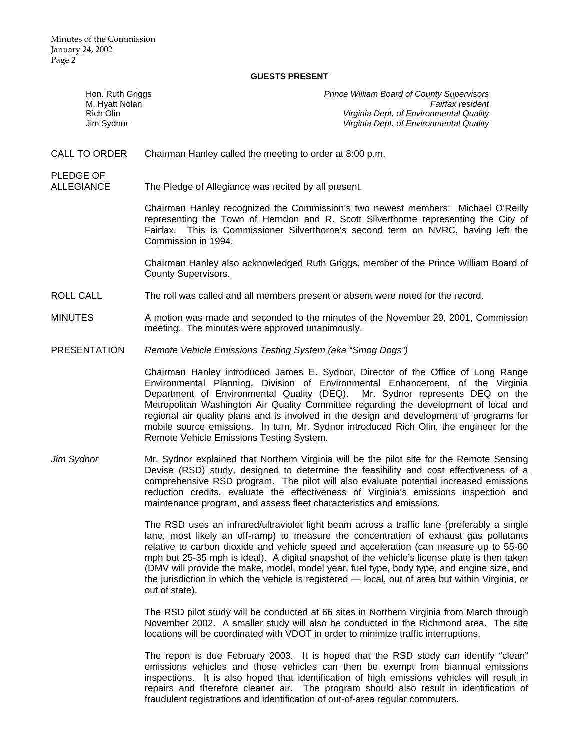**GUESTS PRESENT**

| | |
|---|---|
| Hon. Ruth Griggs | *Prince William Board of County Supervisors* |
| M. Hyatt Nolan | *Fairfax resident* |
| Rich Olin | *Virginia Dept. of Environmental Quality* |
| Jim Sydnor | *Virginia Dept. of Environmental Quality* |

CALL TO ORDER

Chairman Hanley called the meeting to order at 8:00 p.m.

PLEDGE OF ALLEGIANCE

The Pledge of Allegiance was recited by all present.

Chairman Hanley recognized the Commission's two newest members: Michael O'Reilly representing the Town of Herndon and R. Scott Silverthorne representing the City of Fairfax. This is Commissioner Silverthorne's second term on NVRC, having left the Commission in 1994.

Chairman Hanley also acknowledged Ruth Griggs, member of the Prince William Board of County Supervisors.

ROLL CALL

The roll was called and all members present or absent were noted for the record.

MINUTES

A motion was made and seconded to the minutes of the November 29, 2001, Commission meeting. The minutes were approved unanimously.

PRESENTATION

*Remote Vehicle Emissions Testing System (aka "Smog Dogs")*

Chairman Hanley introduced James E. Sydnor, Director of the Office of Long Range Environmental Planning, Division of Environmental Enhancement, of the Virginia Department of Environmental Quality (DEQ). Mr. Sydnor represents DEQ on the Metropolitan Washington Air Quality Committee regarding the development of local and regional air quality plans and is involved in the design and development of programs for mobile source emissions. In turn, Mr. Sydnor introduced Rich Olin, the engineer for the Remote Vehicle Emissions Testing System.

*Jim Sydnor*

Mr. Sydnor explained that Northern Virginia will be the pilot site for the Remote Sensing Devise (RSD) study, designed to determine the feasibility and cost effectiveness of a comprehensive RSD program. The pilot will also evaluate potential increased emissions reduction credits, evaluate the effectiveness of Virginia's emissions inspection and maintenance program, and assess fleet characteristics and emissions.

The RSD uses an infrared/ultraviolet light beam across a traffic lane (preferably a single lane, most likely an off-ramp) to measure the concentration of exhaust gas pollutants relative to carbon dioxide and vehicle speed and acceleration (can measure up to 55-60 mph but 25-35 mph is ideal). A digital snapshot of the vehicle's license plate is then taken (DMV will provide the make, model, model year, fuel type, body type, and engine size, and the jurisdiction in which the vehicle is registered — local, out of area but within Virginia, or out of state).

The RSD pilot study will be conducted at 66 sites in Northern Virginia from March through November 2002. A smaller study will also be conducted in the Richmond area. The site locations will be coordinated with VDOT in order to minimize traffic interruptions.

The report is due February 2003. It is hoped that the RSD study can identify "clean" emissions vehicles and those vehicles can then be exempt from biannual emissions inspections. It is also hoped that identification of high emissions vehicles will result in repairs and therefore cleaner air. The program should also result in identification of fraudulent registrations and identification of out-of-area regular commuters.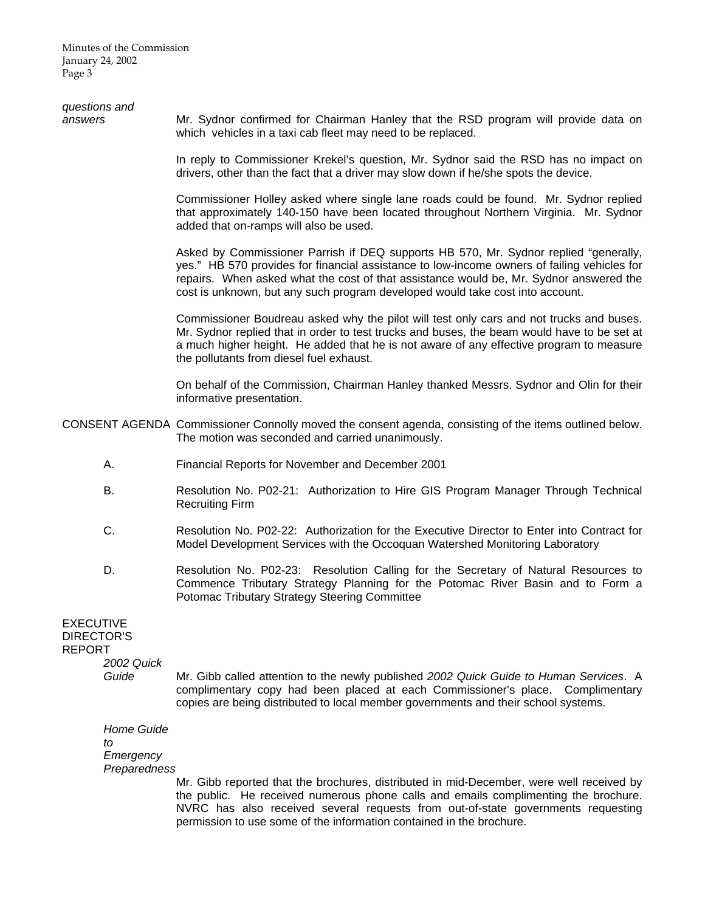*questions and answers*

Mr. Sydnor confirmed for Chairman Hanley that the RSD program will provide data on which vehicles in a taxi cab fleet may need to be replaced.

In reply to Commissioner Krekel's question, Mr. Sydnor said the RSD has no impact on drivers, other than the fact that a driver may slow down if he/she spots the device.

Commissioner Holley asked where single lane roads could be found. Mr. Sydnor replied that approximately 140-150 have been located throughout Northern Virginia. Mr. Sydnor added that on-ramps will also be used.

Asked by Commissioner Parrish if DEQ supports HB 570, Mr. Sydnor replied "generally, yes." HB 570 provides for financial assistance to low-income owners of failing vehicles for repairs. When asked what the cost of that assistance would be, Mr. Sydnor answered the cost is unknown, but any such program developed would take cost into account.

Commissioner Boudreau asked why the pilot will test only cars and not trucks and buses. Mr. Sydnor replied that in order to test trucks and buses, the beam would have to be set at a much higher height. He added that he is not aware of any effective program to measure the pollutants from diesel fuel exhaust.

On behalf of the Commission, Chairman Hanley thanked Messrs. Sydnor and Olin for their informative presentation.

CONSENT AGENDA

Commissioner Connolly moved the consent agenda, consisting of the items outlined below. The motion was seconded and carried unanimously.

A. Financial Reports for November and December 2001

B. Resolution No. P02-21: Authorization to Hire GIS Program Manager Through Technical Recruiting Firm

C. Resolution No. P02-22: Authorization for the Executive Director to Enter into Contract for Model Development Services with the Occoquan Watershed Monitoring Laboratory

D. Resolution No. P02-23: Resolution Calling for the Secretary of Natural Resources to Commence Tributary Strategy Planning for the Potomac River Basin and to Form a Potomac Tributary Strategy Steering Committee

EXECUTIVE DIRECTOR'S REPORT

*2002 Quick Guide*

Mr. Gibb called attention to the newly published *2002 Quick Guide to Human Services*. A complimentary copy had been placed at each Commissioner's place. Complimentary copies are being distributed to local member governments and their school systems.

*Home Guide to Emergency Preparedness*

Mr. Gibb reported that the brochures, distributed in mid-December, were well received by the public. He received numerous phone calls and emails complimenting the brochure. NVRC has also received several requests from out-of-state governments requesting permission to use some of the information contained in the brochure.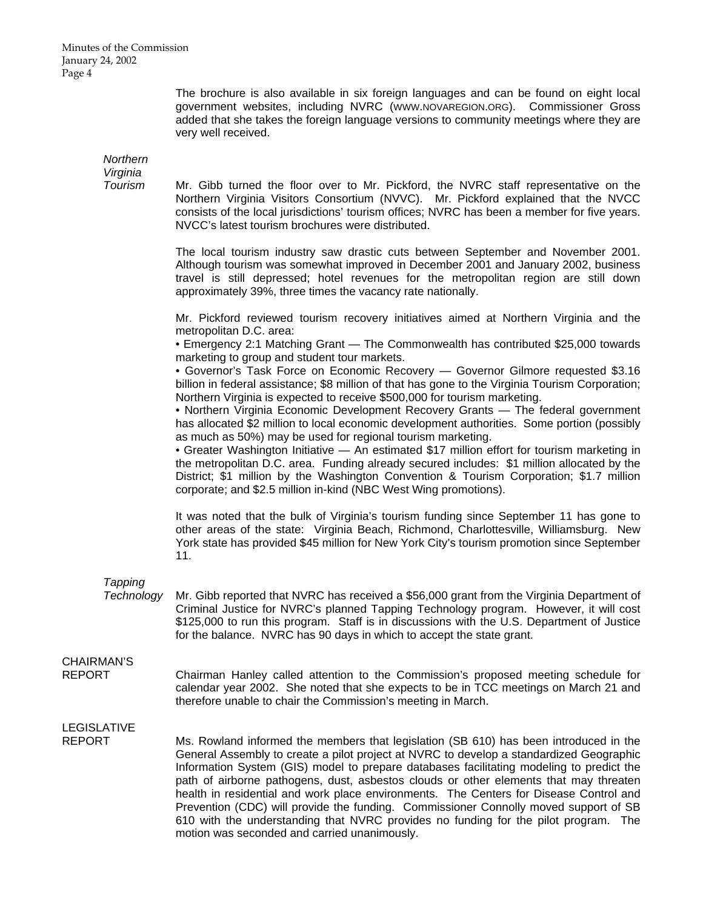The brochure is also available in six foreign languages and can be found on eight local government websites, including NVRC (WWW.NOVAREGION.ORG). Commissioner Gross added that she takes the foreign language versions to community meetings where they are very well received.

*Northern Virginia Tourism*

Mr. Gibb turned the floor over to Mr. Pickford, the NVRC staff representative on the Northern Virginia Visitors Consortium (NVVC). Mr. Pickford explained that the NVCC consists of the local jurisdictions' tourism offices; NVRC has been a member for five years. NVCC's latest tourism brochures were distributed.

The local tourism industry saw drastic cuts between September and November 2001. Although tourism was somewhat improved in December 2001 and January 2002, business travel is still depressed; hotel revenues for the metropolitan region are still down approximately 39%, three times the vacancy rate nationally.

Mr. Pickford reviewed tourism recovery initiatives aimed at Northern Virginia and the metropolitan D.C. area:

- Emergency 2:1 Matching Grant — The Commonwealth has contributed $25,000 towards marketing to group and student tour markets.
- Governor's Task Force on Economic Recovery — Governor Gilmore requested $3.16 billion in federal assistance; $8 million of that has gone to the Virginia Tourism Corporation; Northern Virginia is expected to receive $500,000 for tourism marketing.
- Northern Virginia Economic Development Recovery Grants — The federal government has allocated $2 million to local economic development authorities. Some portion (possibly as much as 50%) may be used for regional tourism marketing.
- Greater Washington Initiative — An estimated $17 million effort for tourism marketing in the metropolitan D.C. area. Funding already secured includes: $1 million allocated by the District; $1 million by the Washington Convention & Tourism Corporation; $1.7 million corporate; and $2.5 million in-kind (NBC West Wing promotions).

It was noted that the bulk of Virginia's tourism funding since September 11 has gone to other areas of the state: Virginia Beach, Richmond, Charlottesville, Williamsburg. New York state has provided $45 million for New York City's tourism promotion since September 11.

*Tapping Technology*

Mr. Gibb reported that NVRC has received a $56,000 grant from the Virginia Department of Criminal Justice for NVRC's planned Tapping Technology program. However, it will cost $125,000 to run this program. Staff is in discussions with the U.S. Department of Justice for the balance. NVRC has 90 days in which to accept the state grant.

## CHAIRMAN'S REPORT

Chairman Hanley called attention to the Commission's proposed meeting schedule for calendar year 2002. She noted that she expects to be in TCC meetings on March 21 and therefore unable to chair the Commission's meeting in March.

## LEGISLATIVE REPORT

Ms. Rowland informed the members that legislation (SB 610) has been introduced in the General Assembly to create a pilot project at NVRC to develop a standardized Geographic Information System (GIS) model to prepare databases facilitating modeling to predict the path of airborne pathogens, dust, asbestos clouds or other elements that may threaten health in residential and work place environments. The Centers for Disease Control and Prevention (CDC) will provide the funding. Commissioner Connolly moved support of SB 610 with the understanding that NVRC provides no funding for the pilot program. The motion was seconded and carried unanimously.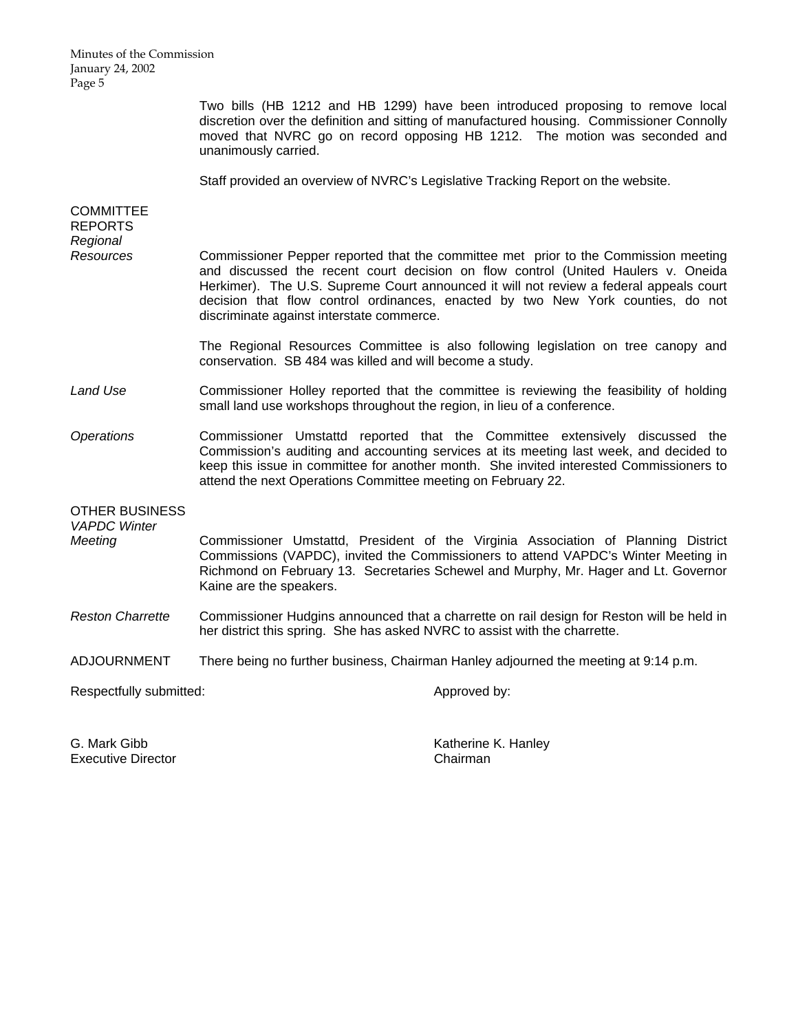Two bills (HB 1212 and HB 1299) have been introduced proposing to remove local discretion over the definition and sitting of manufactured housing. Commissioner Connolly moved that NVRC go on record opposing HB 1212. The motion was seconded and unanimously carried.

Staff provided an overview of NVRC's Legislative Tracking Report on the website.

## COMMITTEE REPORTS

*Regional Resources*

Commissioner Pepper reported that the committee met prior to the Commission meeting and discussed the recent court decision on flow control (United Haulers v. Oneida Herkimer). The U.S. Supreme Court announced it will not review a federal appeals court decision that flow control ordinances, enacted by two New York counties, do not discriminate against interstate commerce.

The Regional Resources Committee is also following legislation on tree canopy and conservation. SB 484 was killed and will become a study.

*Land Use*

Commissioner Holley reported that the committee is reviewing the feasibility of holding small land use workshops throughout the region, in lieu of a conference.

*Operations*

Commissioner Umstattd reported that the Committee extensively discussed the Commission's auditing and accounting services at its meeting last week, and decided to keep this issue in committee for another month. She invited interested Commissioners to attend the next Operations Committee meeting on February 22.

## OTHER BUSINESS

*VAPDC Winter Meeting*

Commissioner Umstattd, President of the Virginia Association of Planning District Commissions (VAPDC), invited the Commissioners to attend VAPDC's Winter Meeting in Richmond on February 13. Secretaries Schewel and Murphy, Mr. Hager and Lt. Governor Kaine are the speakers.

*Reston Charrette*

Commissioner Hudgins announced that a charrette on rail design for Reston will be held in her district this spring. She has asked NVRC to assist with the charrette.

## ADJOURNMENT

There being no further business, Chairman Hanley adjourned the meeting at 9:14 p.m.

Respectfully submitted:

G. Mark Gibb
Executive Director

Approved by:

Katherine K. Hanley
Chairman